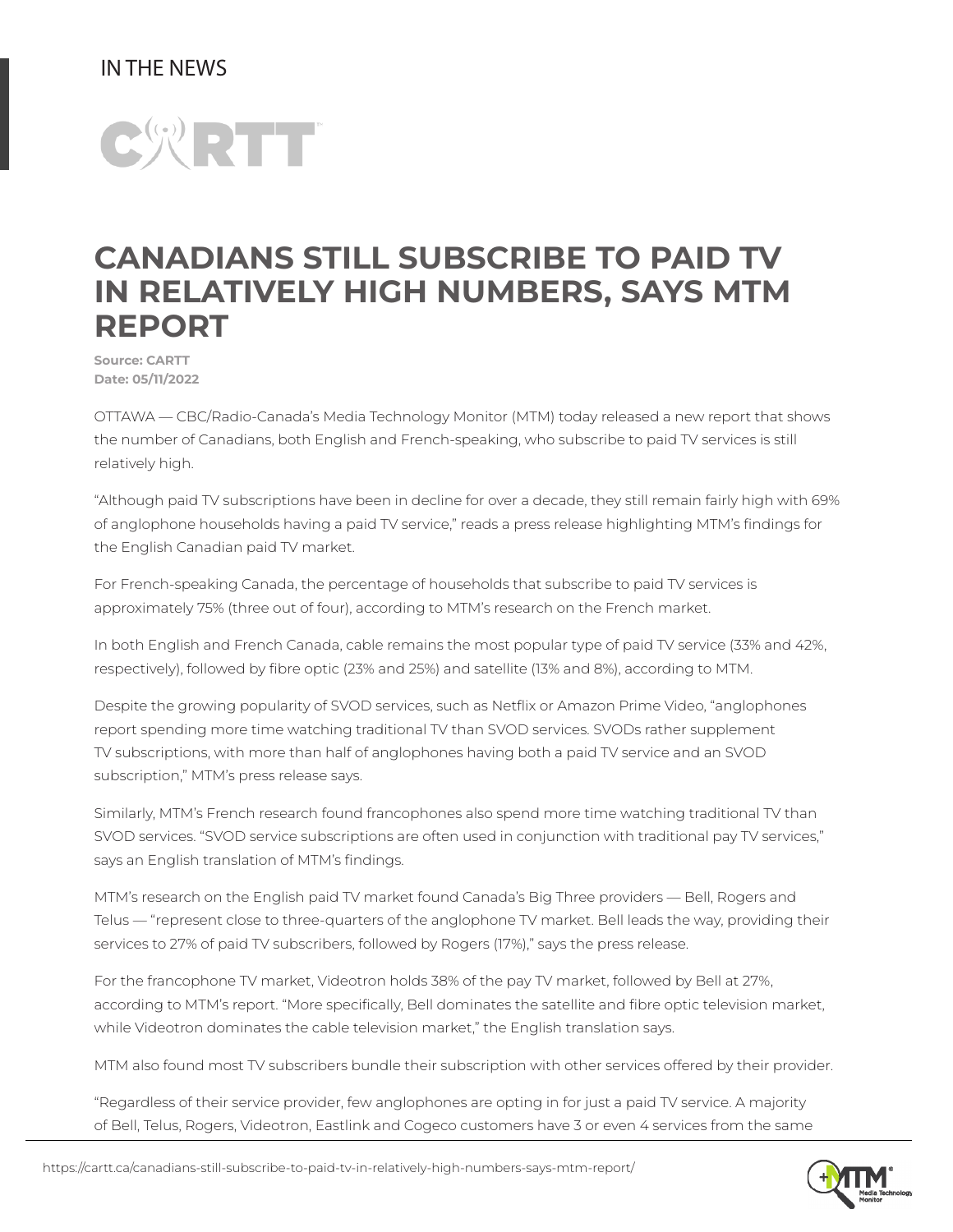IN THE NEWS

# CANADIANS STILL SUBSCRIBE TO PAID TV IN RELATIVELY HIGH NUMBERS, SAYS MTM REPORT

**Source: CARTT**
**Date: 05/11/2022**

OTTAWA — CBC/Radio-Canada's Media Technology Monitor (MTM) today released a new report that shows the number of Canadians, both English and French-speaking, who subscribe to paid TV services is still relatively high.

"Although paid TV subscriptions have been in decline for over a decade, they still remain fairly high with 69% of anglophone households having a paid TV service," reads a press release highlighting MTM's findings for the English Canadian paid TV market.

For French-speaking Canada, the percentage of households that subscribe to paid TV services is approximately 75% (three out of four), according to MTM's research on the French market.

In both English and French Canada, cable remains the most popular type of paid TV service (33% and 42%, respectively), followed by fibre optic (23% and 25%) and satellite (13% and 8%), according to MTM.

Despite the growing popularity of SVOD services, such as Netflix or Amazon Prime Video, "anglophones report spending more time watching traditional TV than SVOD services. SVODs rather supplement TV subscriptions, with more than half of anglophones having both a paid TV service and an SVOD subscription," MTM's press release says.

Similarly, MTM's French research found francophones also spend more time watching traditional TV than SVOD services. "SVOD service subscriptions are often used in conjunction with traditional pay TV services," says an English translation of MTM's findings.

MTM's research on the English paid TV market found Canada's Big Three providers — Bell, Rogers and Telus — "represent close to three-quarters of the anglophone TV market. Bell leads the way, providing their services to 27% of paid TV subscribers, followed by Rogers (17%)," says the press release.

For the francophone TV market, Videotron holds 38% of the pay TV market, followed by Bell at 27%, according to MTM's report. "More specifically, Bell dominates the satellite and fibre optic television market, while Videotron dominates the cable television market," the English translation says.

MTM also found most TV subscribers bundle their subscription with other services offered by their provider.

"Regardless of their service provider, few anglophones are opting in for just a paid TV service. A majority of Bell, Telus, Rogers, Videotron, Eastlink and Cogeco customers have 3 or even 4 services from the same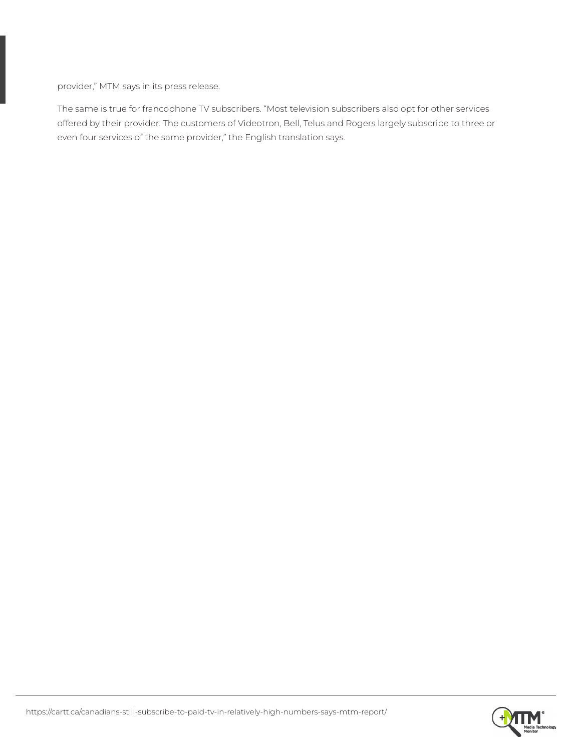provider," MTM says in its press release.

The same is true for francophone TV subscribers. "Most television subscribers also opt for other services offered by their provider. The customers of Videotron, Bell, Telus and Rogers largely subscribe to three or even four services of the same provider," the English translation says.